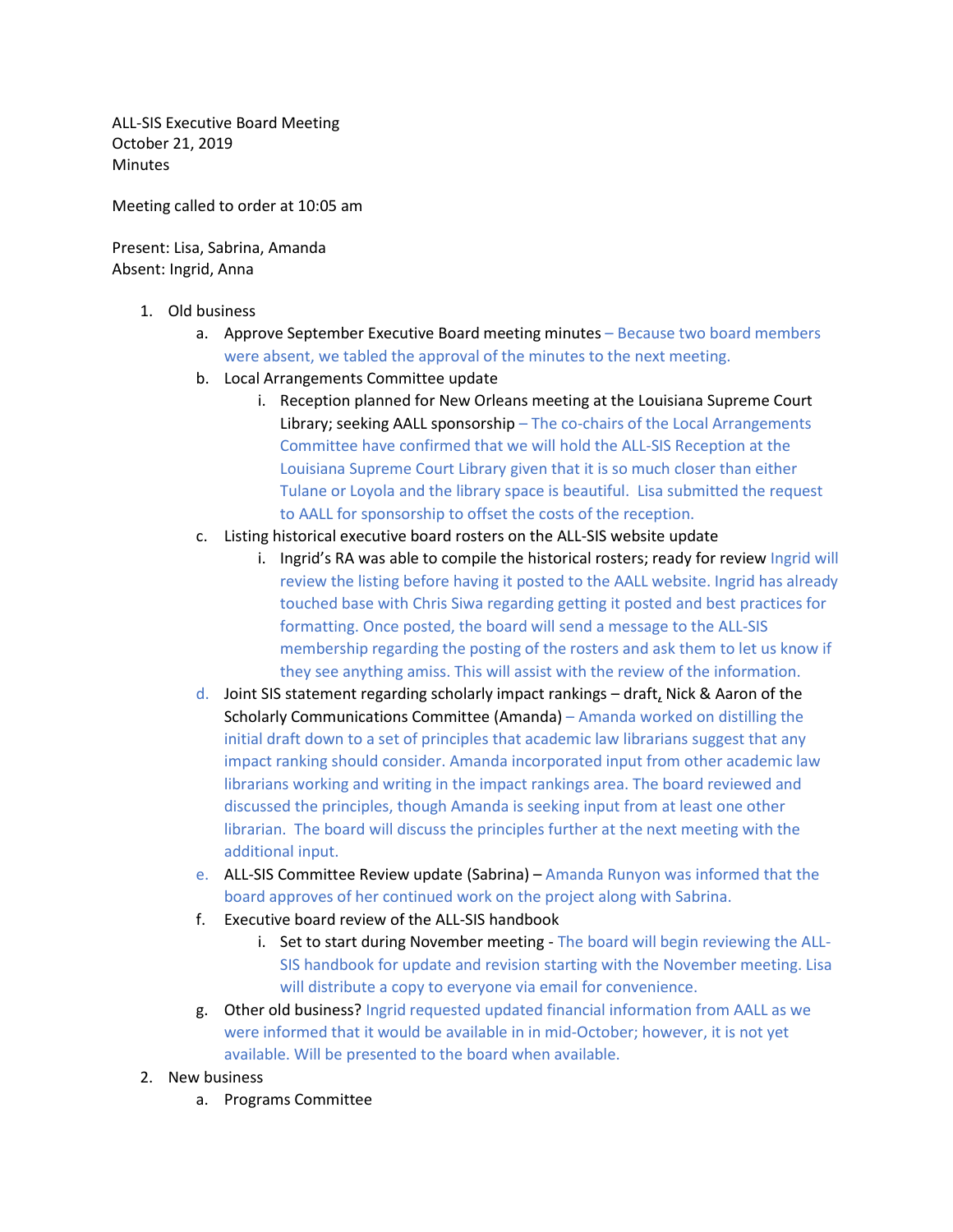ALL-SIS Executive Board Meeting
October 21, 2019
Minutes

Meeting called to order at 10:05 am

Present: Lisa, Sabrina, Amanda
Absent: Ingrid, Anna

1. Old business
   a. Approve September Executive Board meeting minutes – Because two board members were absent, we tabled the approval of the minutes to the next meeting.
   b. Local Arrangements Committee update
      i. Reception planned for New Orleans meeting at the Louisiana Supreme Court Library; seeking AALL sponsorship – The co-chairs of the Local Arrangements Committee have confirmed that we will hold the ALL-SIS Reception at the Louisiana Supreme Court Library given that it is so much closer than either Tulane or Loyola and the library space is beautiful. Lisa submitted the request to AALL for sponsorship to offset the costs of the reception.
   c. Listing historical executive board rosters on the ALL-SIS website update
      i. Ingrid's RA was able to compile the historical rosters; ready for review Ingrid will review the listing before having it posted to the AALL website. Ingrid has already touched base with Chris Siwa regarding getting it posted and best practices for formatting. Once posted, the board will send a message to the ALL-SIS membership regarding the posting of the rosters and ask them to let us know if they see anything amiss. This will assist with the review of the information.
   d. Joint SIS statement regarding scholarly impact rankings – draft, Nick & Aaron of the Scholarly Communications Committee (Amanda) – Amanda worked on distilling the initial draft down to a set of principles that academic law librarians suggest that any impact ranking should consider. Amanda incorporated input from other academic law librarians working and writing in the impact rankings area. The board reviewed and discussed the principles, though Amanda is seeking input from at least one other librarian. The board will discuss the principles further at the next meeting with the additional input.
   e. ALL-SIS Committee Review update (Sabrina) – Amanda Runyon was informed that the board approves of her continued work on the project along with Sabrina.
   f. Executive board review of the ALL-SIS handbook
      i. Set to start during November meeting - The board will begin reviewing the ALL-SIS handbook for update and revision starting with the November meeting. Lisa will distribute a copy to everyone via email for convenience.
   g. Other old business? Ingrid requested updated financial information from AALL as we were informed that it would be available in in mid-October; however, it is not yet available. Will be presented to the board when available.
2. New business
   a. Programs Committee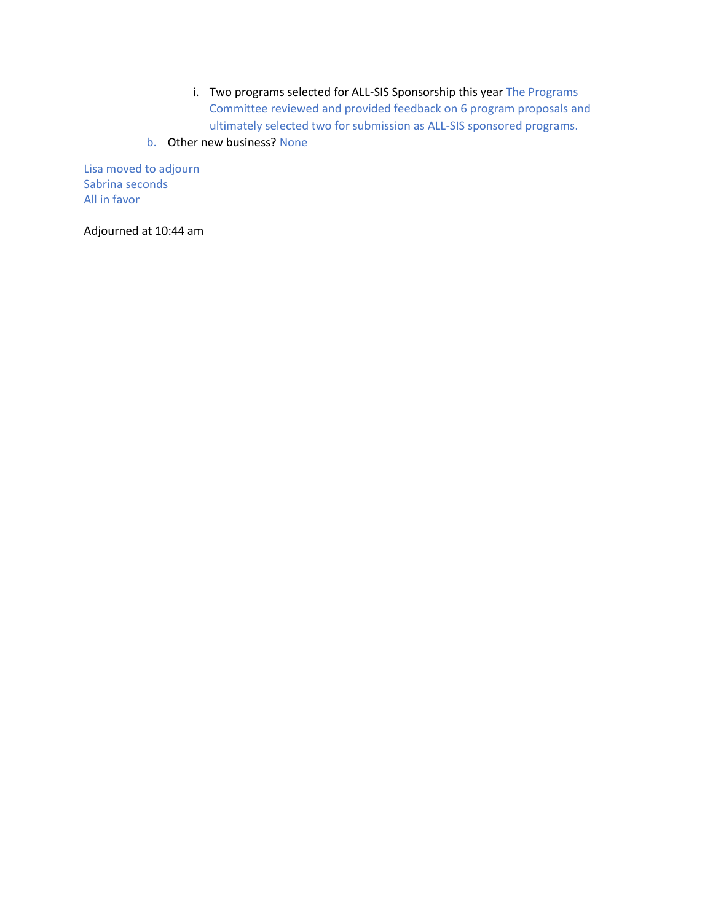i. Two programs selected for ALL-SIS Sponsorship this year The Programs Committee reviewed and provided feedback on 6 program proposals and ultimately selected two for submission as ALL-SIS sponsored programs.

b. Other new business? None

Lisa moved to adjourn
Sabrina seconds
All in favor

Adjourned at 10:44 am